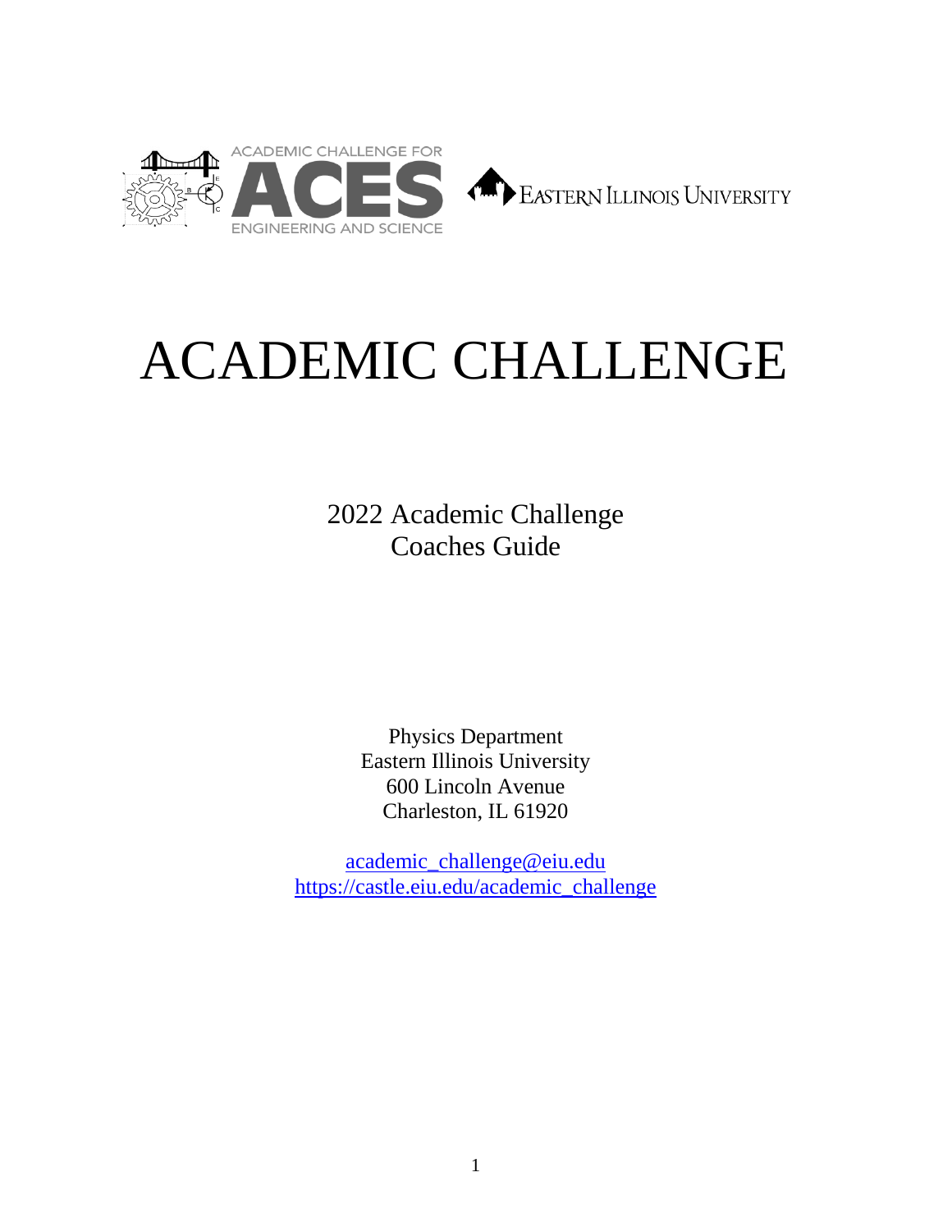ACADEMIC CHALLENGE FOR ACES ENGINEERING AND SCIENCE

EASTERN ILLINOIS UNIVERSITY

# ACADEMIC CHALLENGE

2022 Academic Challenge
Coaches Guide

Physics Department
Eastern Illinois University
600 Lincoln Avenue
Charleston, IL 61920

academic_challenge@eiu.edu
https://castle.eiu.edu/academic_challenge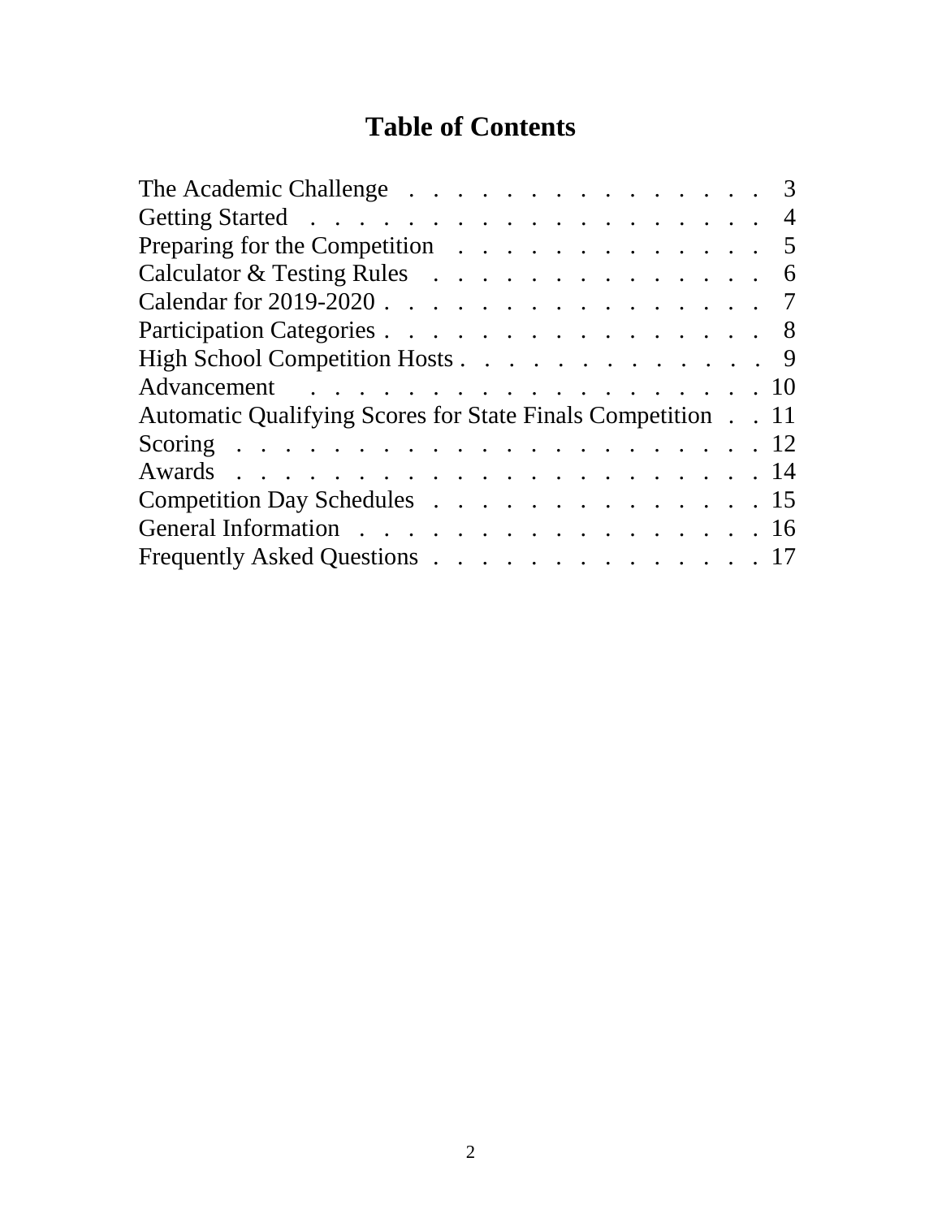# Table of Contents

| | |
|---|---|
| The Academic Challenge | 3 |
| Getting Started | 4 |
| Preparing for the Competition | 5 |
| Calculator & Testing Rules | 6 |
| Calendar for 2019-2020 | 7 |
| Participation Categories | 8 |
| High School Competition Hosts | 9 |
| Advancement | 10 |
| Automatic Qualifying Scores for State Finals Competition | 11 |
| Scoring | 12 |
| Awards | 14 |
| Competition Day Schedules | 15 |
| General Information | 16 |
| Frequently Asked Questions | 17 |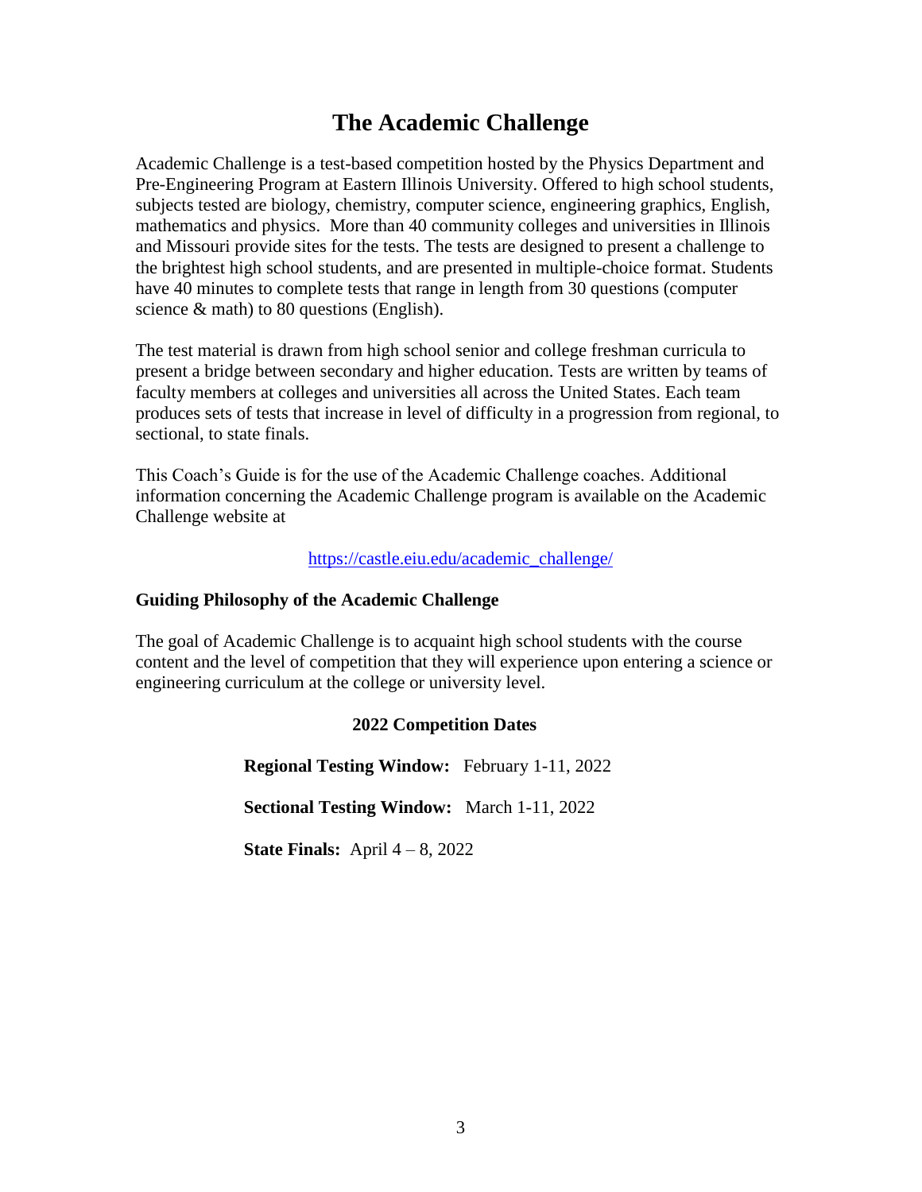# The Academic Challenge

Academic Challenge is a test-based competition hosted by the Physics Department and Pre-Engineering Program at Eastern Illinois University. Offered to high school students, subjects tested are biology, chemistry, computer science, engineering graphics, English, mathematics and physics. More than 40 community colleges and universities in Illinois and Missouri provide sites for the tests. The tests are designed to present a challenge to the brightest high school students, and are presented in multiple-choice format. Students have 40 minutes to complete tests that range in length from 30 questions (computer science & math) to 80 questions (English).

The test material is drawn from high school senior and college freshman curricula to present a bridge between secondary and higher education. Tests are written by teams of faculty members at colleges and universities all across the United States. Each team produces sets of tests that increase in level of difficulty in a progression from regional, to sectional, to state finals.

This Coach's Guide is for the use of the Academic Challenge coaches. Additional information concerning the Academic Challenge program is available on the Academic Challenge website at

https://castle.eiu.edu/academic_challenge/

### Guiding Philosophy of the Academic Challenge

The goal of Academic Challenge is to acquaint high school students with the course content and the level of competition that they will experience upon entering a science or engineering curriculum at the college or university level.

### 2022 Competition Dates

**Regional Testing Window:** February 1-11, 2022

**Sectional Testing Window:** March 1-11, 2022

**State Finals:** April 4 – 8, 2022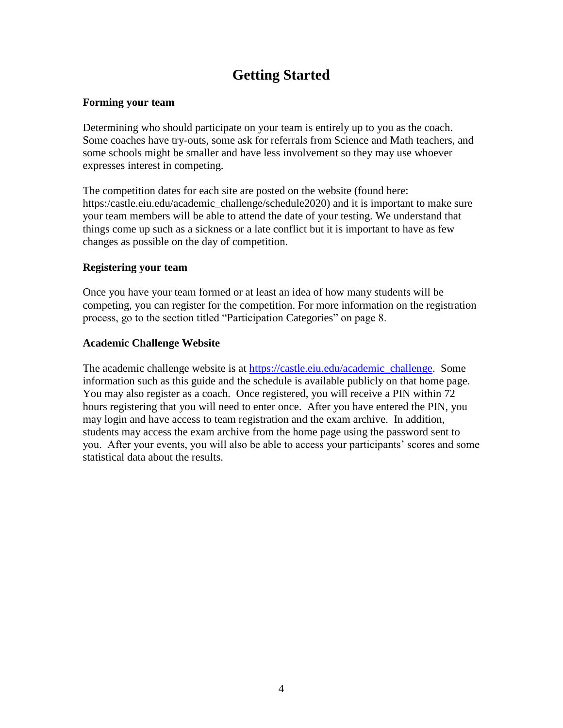# Getting Started

**Forming your team**

Determining who should participate on your team is entirely up to you as the coach. Some coaches have try-outs, some ask for referrals from Science and Math teachers, and some schools might be smaller and have less involvement so they may use whoever expresses interest in competing.

The competition dates for each site are posted on the website (found here: https:/castle.eiu.edu/academic_challenge/schedule2020) and it is important to make sure your team members will be able to attend the date of your testing. We understand that things come up such as a sickness or a late conflict but it is important to have as few changes as possible on the day of competition.

**Registering your team**

Once you have your team formed or at least an idea of how many students will be competing, you can register for the competition. For more information on the registration process, go to the section titled "Participation Categories" on page 8.

**Academic Challenge Website**

The academic challenge website is at [https://castle.eiu.edu/academic_challenge](https://castle.eiu.edu/academic_challenge). Some information such as this guide and the schedule is available publicly on that home page. You may also register as a coach. Once registered, you will receive a PIN within 72 hours registering that you will need to enter once. After you have entered the PIN, you may login and have access to team registration and the exam archive. In addition, students may access the exam archive from the home page using the password sent to you. After your events, you will also be able to access your participants' scores and some statistical data about the results.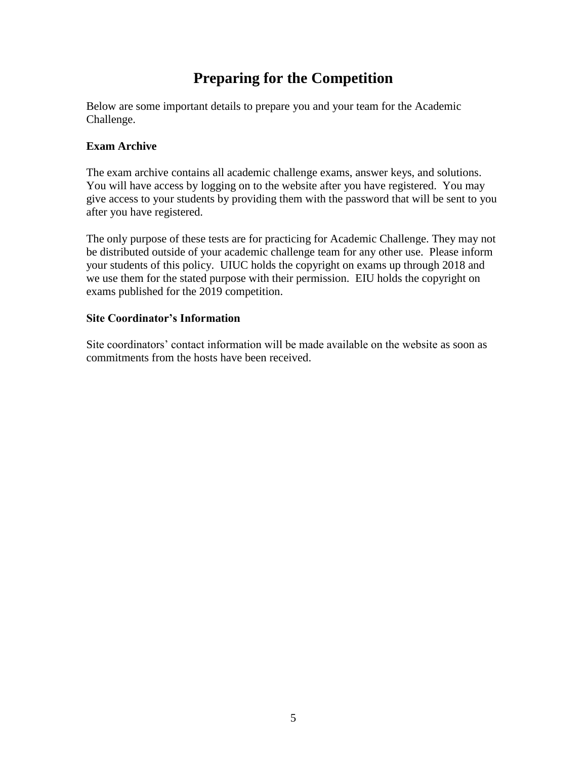# Preparing for the Competition

Below are some important details to prepare you and your team for the Academic Challenge.

**Exam Archive**

The exam archive contains all academic challenge exams, answer keys, and solutions. You will have access by logging on to the website after you have registered. You may give access to your students by providing them with the password that will be sent to you after you have registered.

The only purpose of these tests are for practicing for Academic Challenge. They may not be distributed outside of your academic challenge team for any other use. Please inform your students of this policy. UIUC holds the copyright on exams up through 2018 and we use them for the stated purpose with their permission. EIU holds the copyright on exams published for the 2019 competition.

**Site Coordinator's Information**

Site coordinators' contact information will be made available on the website as soon as commitments from the hosts have been received.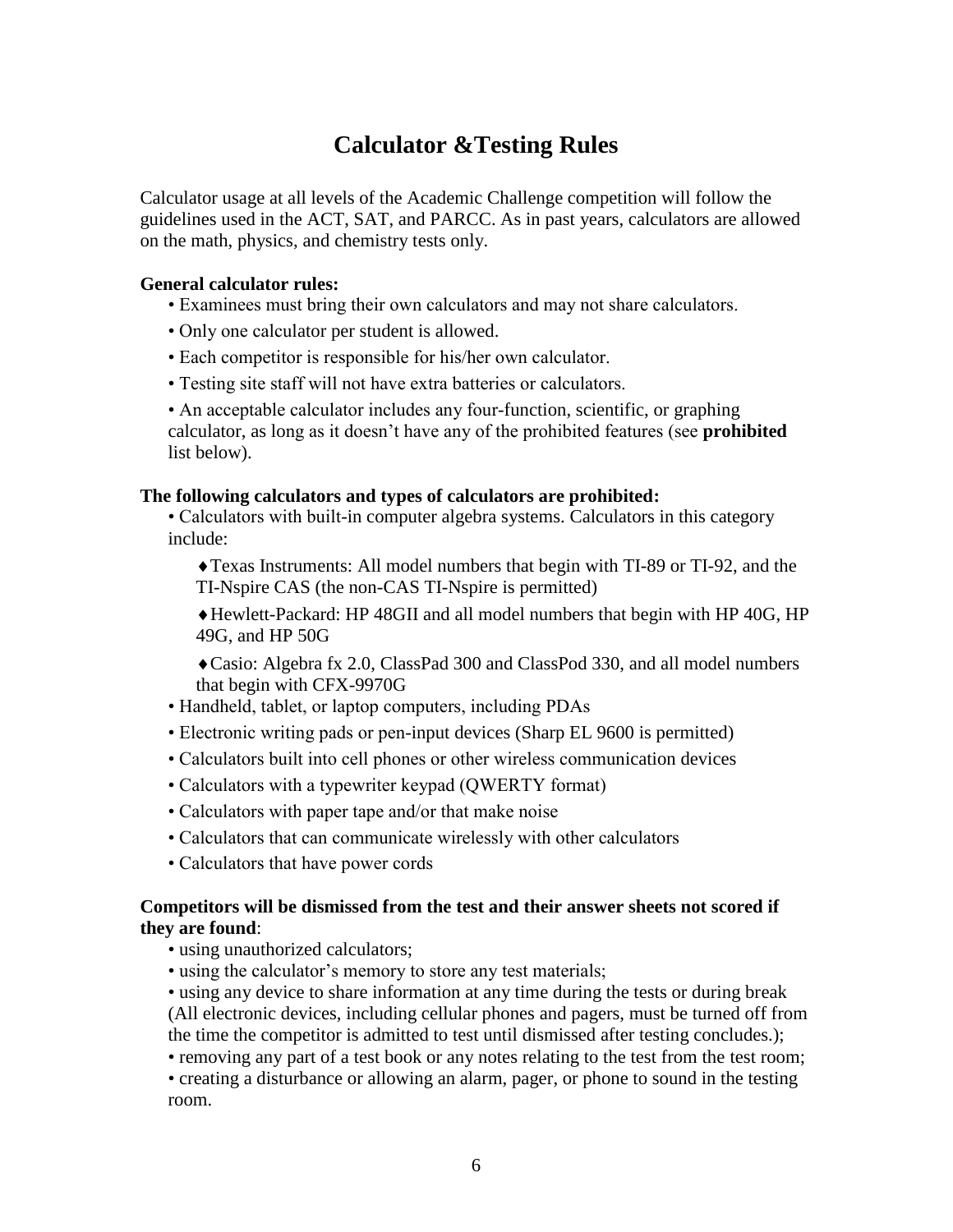# Calculator &Testing Rules

Calculator usage at all levels of the Academic Challenge competition will follow the guidelines used in the ACT, SAT, and PARCC. As in past years, calculators are allowed on the math, physics, and chemistry tests only.

**General calculator rules:**

- Examinees must bring their own calculators and may not share calculators.
- Only one calculator per student is allowed.
- Each competitor is responsible for his/her own calculator.
- Testing site staff will not have extra batteries or calculators.
- An acceptable calculator includes any four-function, scientific, or graphing calculator, as long as it doesn't have any of the prohibited features (see **prohibited** list below).

**The following calculators and types of calculators are prohibited:**

- Calculators with built-in computer algebra systems. Calculators in this category include:
  - ♦Texas Instruments: All model numbers that begin with TI-89 or TI-92, and the TI-Nspire CAS (the non-CAS TI-Nspire is permitted)
  - ♦Hewlett-Packard: HP 48GII and all model numbers that begin with HP 40G, HP 49G, and HP 50G
  - ♦Casio: Algebra fx 2.0, ClassPad 300 and ClassPod 330, and all model numbers that begin with CFX-9970G
- Handheld, tablet, or laptop computers, including PDAs
- Electronic writing pads or pen-input devices (Sharp EL 9600 is permitted)
- Calculators built into cell phones or other wireless communication devices
- Calculators with a typewriter keypad (QWERTY format)
- Calculators with paper tape and/or that make noise
- Calculators that can communicate wirelessly with other calculators
- Calculators that have power cords

**Competitors will be dismissed from the test and their answer sheets not scored if they are found**:

- using unauthorized calculators;
- using the calculator's memory to store any test materials;
- using any device to share information at any time during the tests or during break (All electronic devices, including cellular phones and pagers, must be turned off from the time the competitor is admitted to test until dismissed after testing concludes.);
- removing any part of a test book or any notes relating to the test from the test room;
- creating a disturbance or allowing an alarm, pager, or phone to sound in the testing room.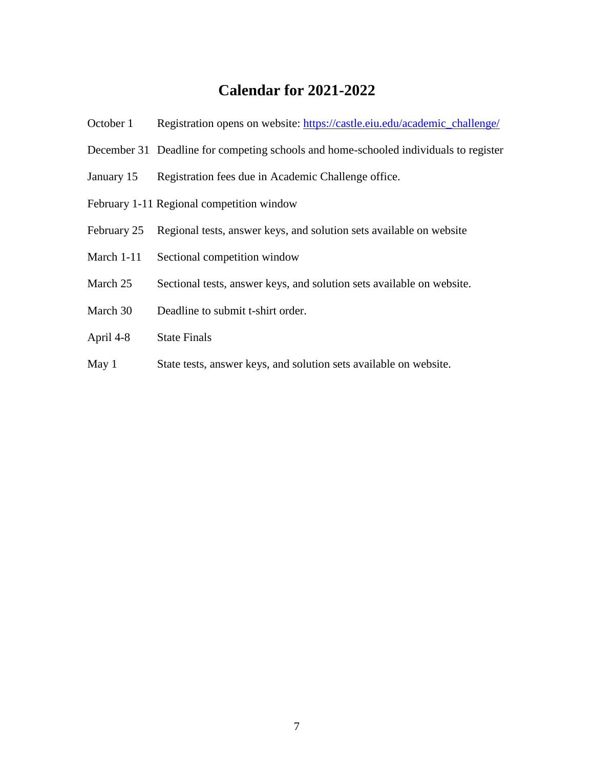# Calendar for 2021-2022

| | |
|---|---|
| October 1 | Registration opens on website: [https://castle.eiu.edu/academic_challenge/](https://castle.eiu.edu/academic_challenge/) |
| December 31 | Deadline for competing schools and home-schooled individuals to register |
| January 15 | Registration fees due in Academic Challenge office. |
| February 1-11 | Regional competition window |
| February 25 | Regional tests, answer keys, and solution sets available on website |
| March 1-11 | Sectional competition window |
| March 25 | Sectional tests, answer keys, and solution sets available on website. |
| March 30 | Deadline to submit t-shirt order. |
| April 4-8 | State Finals |
| May 1 | State tests, answer keys, and solution sets available on website. |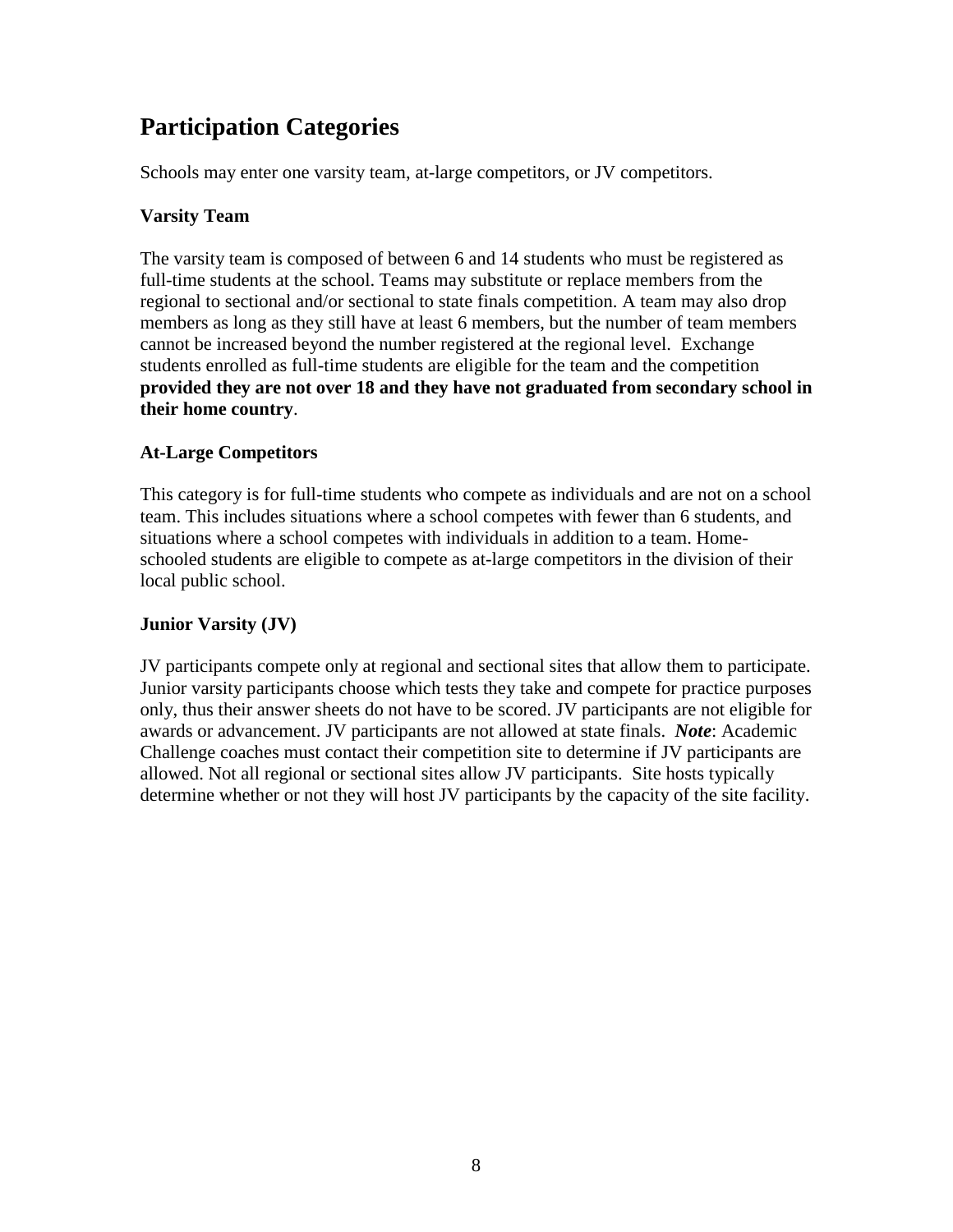## Participation Categories

Schools may enter one varsity team, at-large competitors, or JV competitors.

### Varsity Team

The varsity team is composed of between 6 and 14 students who must be registered as full-time students at the school. Teams may substitute or replace members from the regional to sectional and/or sectional to state finals competition. A team may also drop members as long as they still have at least 6 members, but the number of team members cannot be increased beyond the number registered at the regional level. Exchange students enrolled as full-time students are eligible for the team and the competition **provided they are not over 18 and they have not graduated from secondary school in their home country**.

### At-Large Competitors

This category is for full-time students who compete as individuals and are not on a school team. This includes situations where a school competes with fewer than 6 students, and situations where a school competes with individuals in addition to a team. Home-schooled students are eligible to compete as at-large competitors in the division of their local public school.

### Junior Varsity (JV)

JV participants compete only at regional and sectional sites that allow them to participate. Junior varsity participants choose which tests they take and compete for practice purposes only, thus their answer sheets do not have to be scored. JV participants are not eligible for awards or advancement. JV participants are not allowed at state finals. ***Note***: Academic Challenge coaches must contact their competition site to determine if JV participants are allowed. Not all regional or sectional sites allow JV participants. Site hosts typically determine whether or not they will host JV participants by the capacity of the site facility.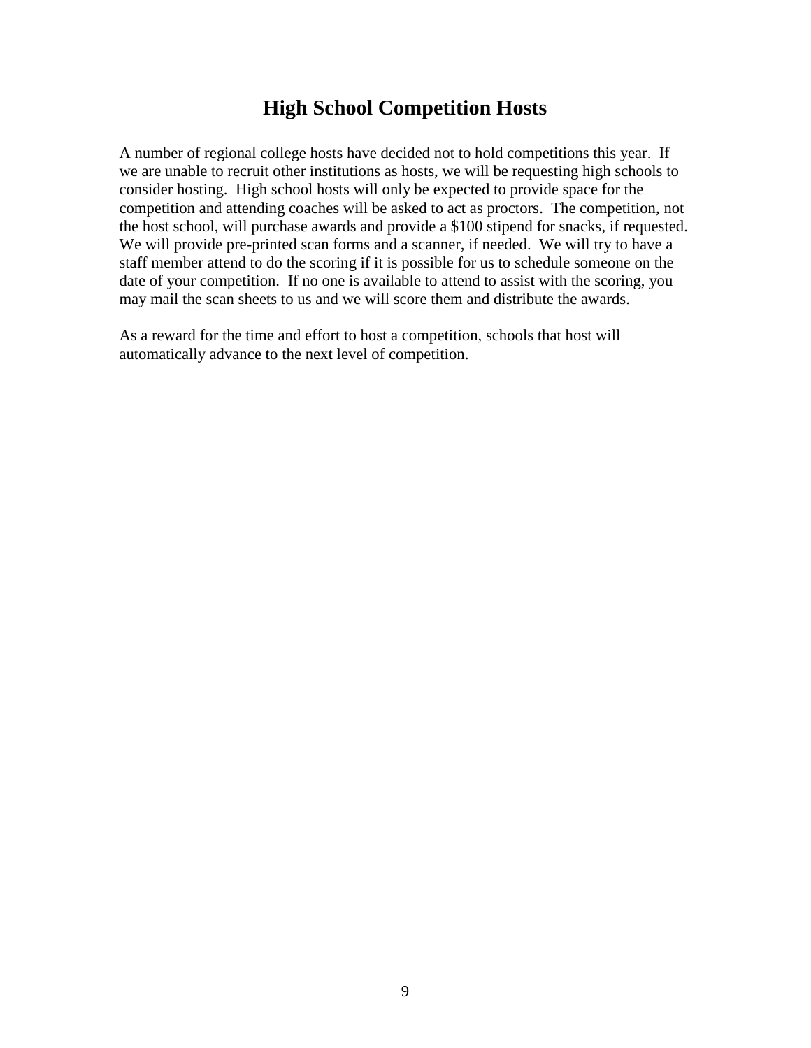# High School Competition Hosts

A number of regional college hosts have decided not to hold competitions this year. If we are unable to recruit other institutions as hosts, we will be requesting high schools to consider hosting. High school hosts will only be expected to provide space for the competition and attending coaches will be asked to act as proctors. The competition, not the host school, will purchase awards and provide a $100 stipend for snacks, if requested. We will provide pre-printed scan forms and a scanner, if needed. We will try to have a staff member attend to do the scoring if it is possible for us to schedule someone on the date of your competition. If no one is available to attend to assist with the scoring, you may mail the scan sheets to us and we will score them and distribute the awards.

As a reward for the time and effort to host a competition, schools that host will automatically advance to the next level of competition.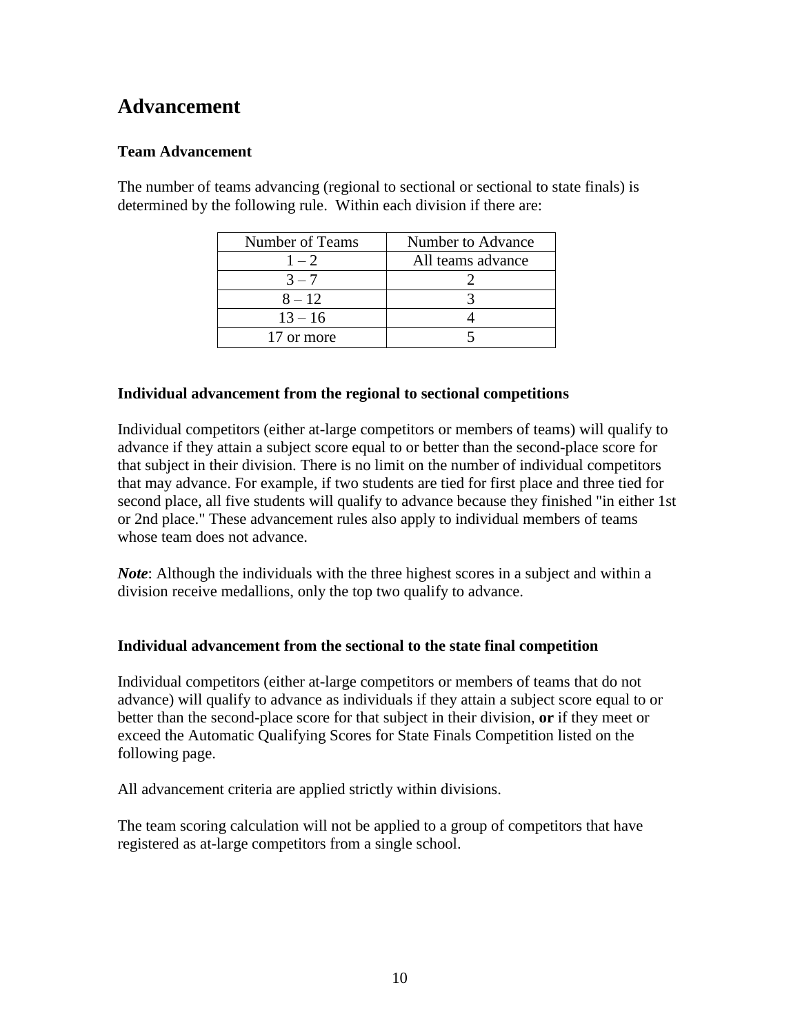# Advancement

### Team Advancement

The number of teams advancing (regional to sectional or sectional to state finals) is determined by the following rule. Within each division if there are:

| Number of Teams | Number to Advance |
|---|---|
| 1 – 2 | All teams advance |
| 3 – 7 | 2 |
| 8 – 12 | 3 |
| 13 – 16 | 4 |
| 17 or more | 5 |

### Individual advancement from the regional to sectional competitions

Individual competitors (either at-large competitors or members of teams) will qualify to advance if they attain a subject score equal to or better than the second-place score for that subject in their division. There is no limit on the number of individual competitors that may advance. For example, if two students are tied for first place and three tied for second place, all five students will qualify to advance because they finished "in either 1st or 2nd place." These advancement rules also apply to individual members of teams whose team does not advance.

***Note***: Although the individuals with the three highest scores in a subject and within a division receive medallions, only the top two qualify to advance.

### Individual advancement from the sectional to the state final competition

Individual competitors (either at-large competitors or members of teams that do not advance) will qualify to advance as individuals if they attain a subject score equal to or better than the second-place score for that subject in their division, **or** if they meet or exceed the Automatic Qualifying Scores for State Finals Competition listed on the following page.

All advancement criteria are applied strictly within divisions.

The team scoring calculation will not be applied to a group of competitors that have registered as at-large competitors from a single school.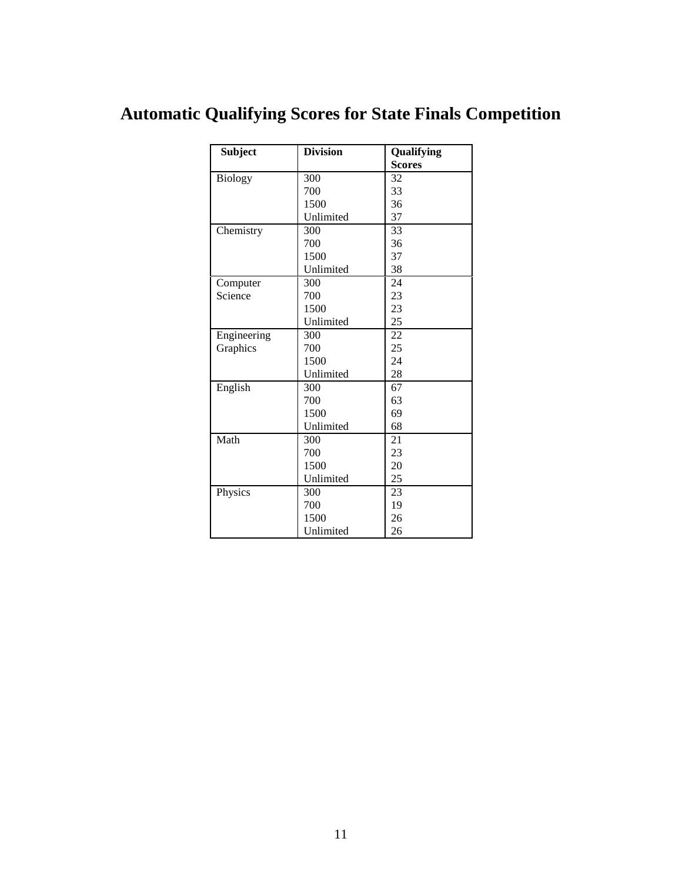# Automatic Qualifying Scores for State Finals Competition

| Subject | Division | Qualifying Scores |
|---|---|---|
| Biology | 300 | 32 |
| | 700 | 33 |
| | 1500 | 36 |
| | Unlimited | 37 |
| Chemistry | 300 | 33 |
| | 700 | 36 |
| | 1500 | 37 |
| | Unlimited | 38 |
| Computer Science | 300 | 24 |
| | 700 | 23 |
| | 1500 | 23 |
| | Unlimited | 25 |
| Engineering Graphics | 300 | 22 |
| | 700 | 25 |
| | 1500 | 24 |
| | Unlimited | 28 |
| English | 300 | 67 |
| | 700 | 63 |
| | 1500 | 69 |
| | Unlimited | 68 |
| Math | 300 | 21 |
| | 700 | 23 |
| | 1500 | 20 |
| | Unlimited | 25 |
| Physics | 300 | 23 |
| | 700 | 19 |
| | 1500 | 26 |
| | Unlimited | 26 |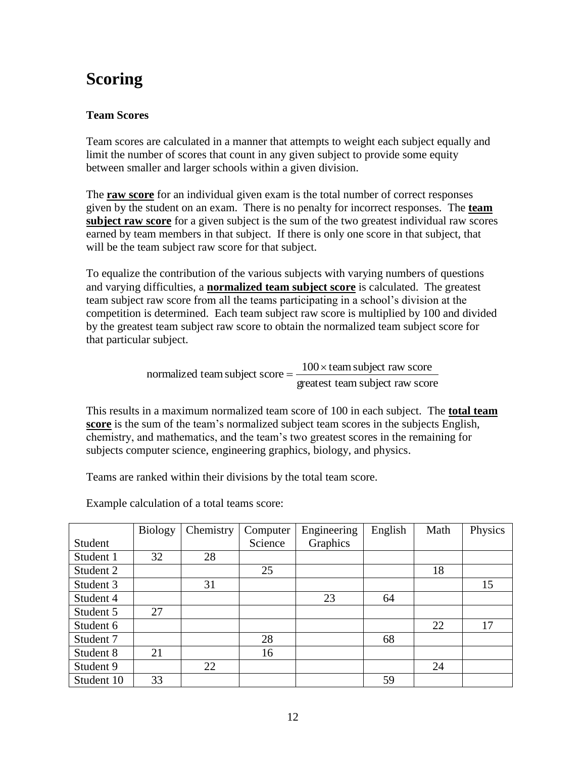# Scoring

**Team Scores**

Team scores are calculated in a manner that attempts to weight each subject equally and limit the number of scores that count in any given subject to provide some equity between smaller and larger schools within a given division.

The **raw score** for an individual given exam is the total number of correct responses given by the student on an exam. There is no penalty for incorrect responses. The **team subject raw score** for a given subject is the sum of the two greatest individual raw scores earned by team members in that subject. If there is only one score in that subject, that will be the team subject raw score for that subject.

To equalize the contribution of the various subjects with varying numbers of questions and varying difficulties, a **normalized team subject score** is calculated. The greatest team subject raw score from all the teams participating in a school's division at the competition is determined. Each team subject raw score is multiplied by 100 and divided by the greatest team subject raw score to obtain the normalized team subject score for that particular subject.

$$\text{normalized team subject score} = \frac{100 \times \text{team subject raw score}}{\text{greatest team subject raw score}}$$

This results in a maximum normalized team score of 100 in each subject. The **total team score** is the sum of the team's normalized subject team scores in the subjects English, chemistry, and mathematics, and the team's two greatest scores in the remaining for subjects computer science, engineering graphics, biology, and physics.

Teams are ranked within their divisions by the total team score.

Example calculation of a total teams score:

| Student | Biology | Chemistry | Computer Science | Engineering Graphics | English | Math | Physics |
|---|---|---|---|---|---|---|---|
| Student 1 | 32 | 28 | | | | | |
| Student 2 | | | 25 | | | 18 | |
| Student 3 | | 31 | | | | | 15 |
| Student 4 | | | | 23 | 64 | | |
| Student 5 | 27 | | | | | | |
| Student 6 | | | | | | 22 | 17 |
| Student 7 | | | 28 | | 68 | | |
| Student 8 | 21 | | 16 | | | | |
| Student 9 | | 22 | | | | 24 | |
| Student 10 | 33 | | | | 59 | | |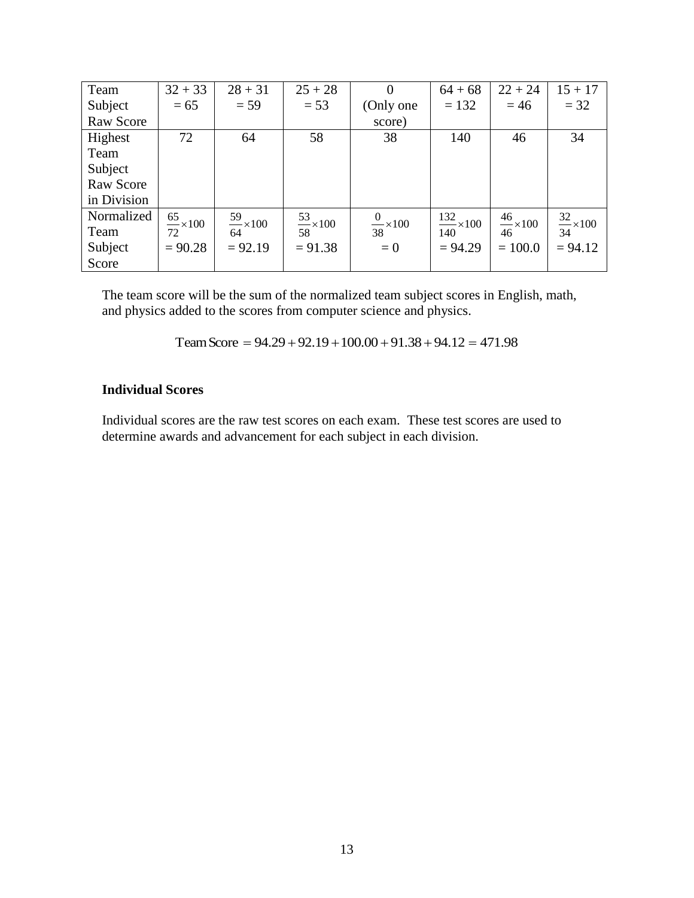| Team Subject Raw Score | 32 + 33 = 65 | 28 + 31 = 59 | 25 + 28 = 53 | 0 (Only one score) | 64 + 68 = 132 | 22 + 24 = 46 | 15 + 17 = 32 |
|---|---|---|---|---|---|---|---|
| Highest Team Subject Raw Score in Division | 72 | 64 | 58 | 38 | 140 | 46 | 34 |
| Normalized Team Subject Score | $\frac{65}{72}\times 100$ = 90.28 | $\frac{59}{64}\times 100$ = 92.19 | $\frac{53}{58}\times 100$ = 91.38 | $\frac{0}{38}\times 100$ = 0 | $\frac{132}{140}\times 100$ = 94.29 | $\frac{46}{46}\times 100$ = 100.0 | $\frac{32}{34}\times 100$ = 94.12 |

The team score will be the sum of the normalized team subject scores in English, math, and physics added to the scores from computer science and physics.

$$\text{Team Score} = 94.29 + 92.19 + 100.00 + 91.38 + 94.12 = 471.98$$

**Individual Scores**

Individual scores are the raw test scores on each exam. These test scores are used to determine awards and advancement for each subject in each division.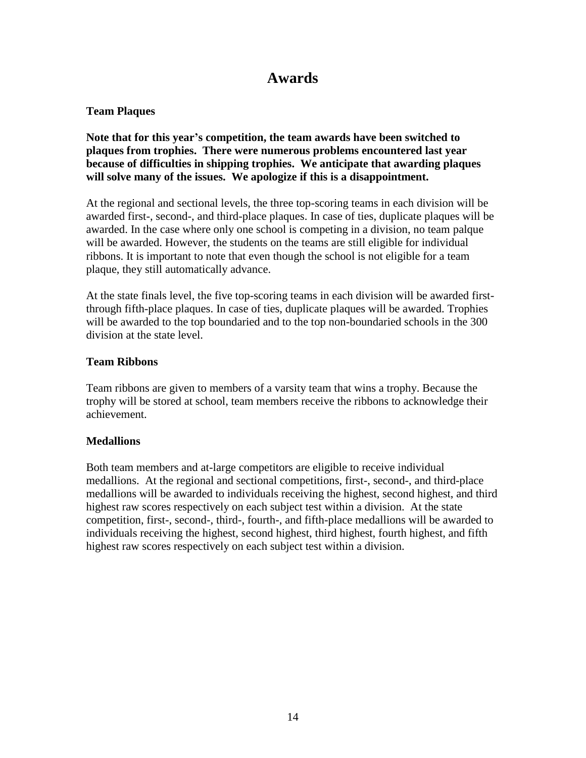# Awards

### Team Plaques

**Note that for this year's competition, the team awards have been switched to plaques from trophies. There were numerous problems encountered last year because of difficulties in shipping trophies. We anticipate that awarding plaques will solve many of the issues. We apologize if this is a disappointment.**

At the regional and sectional levels, the three top-scoring teams in each division will be awarded first-, second-, and third-place plaques. In case of ties, duplicate plaques will be awarded. In the case where only one school is competing in a division, no team palque will be awarded. However, the students on the teams are still eligible for individual ribbons. It is important to note that even though the school is not eligible for a team plaque, they still automatically advance.

At the state finals level, the five top-scoring teams in each division will be awarded first- through fifth-place plaques. In case of ties, duplicate plaques will be awarded. Trophies will be awarded to the top boundaried and to the top non-boundaried schools in the 300 division at the state level.

### Team Ribbons

Team ribbons are given to members of a varsity team that wins a trophy. Because the trophy will be stored at school, team members receive the ribbons to acknowledge their achievement.

### Medallions

Both team members and at-large competitors are eligible to receive individual medallions. At the regional and sectional competitions, first-, second-, and third-place medallions will be awarded to individuals receiving the highest, second highest, and third highest raw scores respectively on each subject test within a division. At the state competition, first-, second-, third-, fourth-, and fifth-place medallions will be awarded to individuals receiving the highest, second highest, third highest, fourth highest, and fifth highest raw scores respectively on each subject test within a division.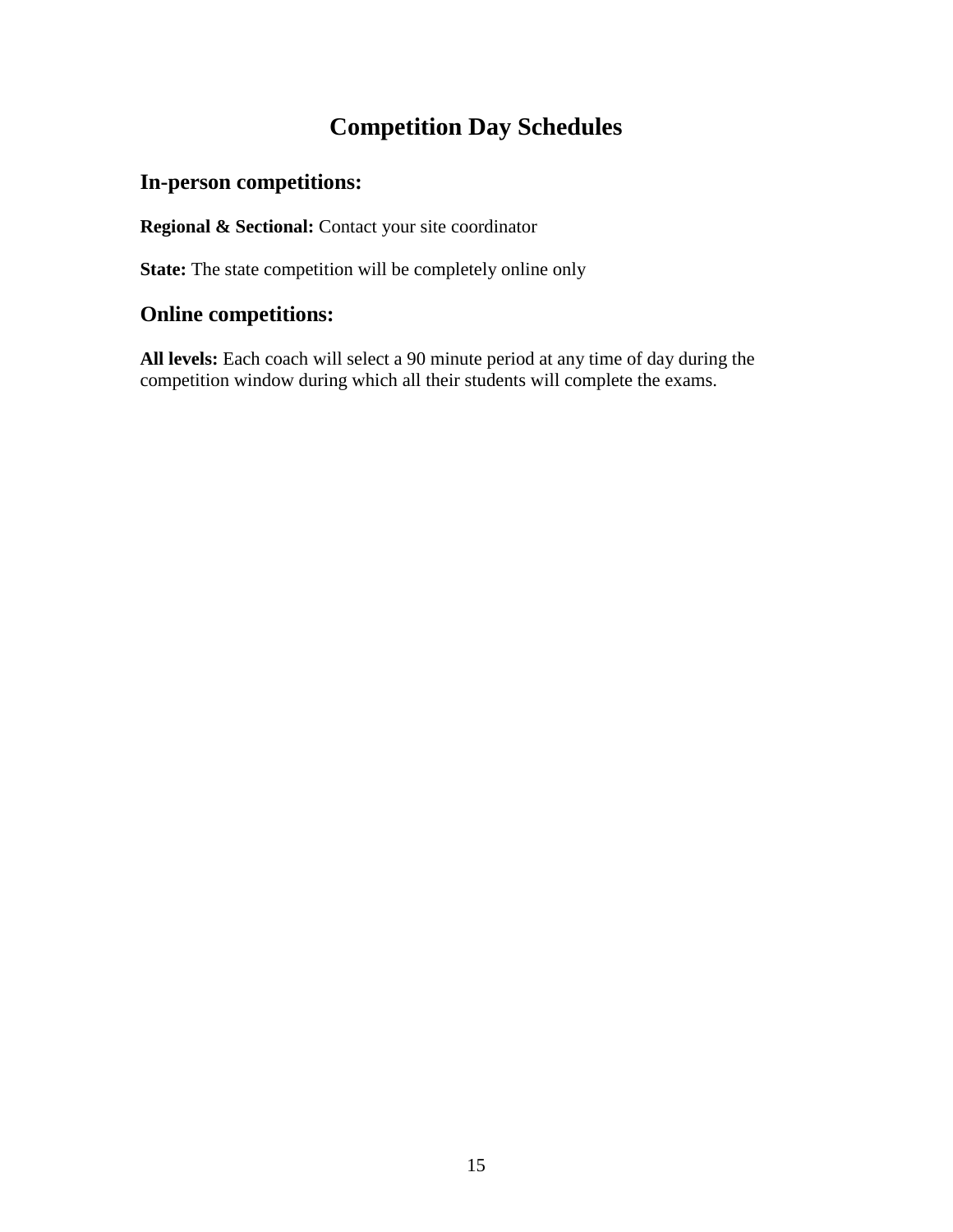# Competition Day Schedules

## In-person competitions:

**Regional & Sectional:** Contact your site coordinator

**State:** The state competition will be completely online only

## Online competitions:

**All levels:** Each coach will select a 90 minute period at any time of day during the competition window during which all their students will complete the exams.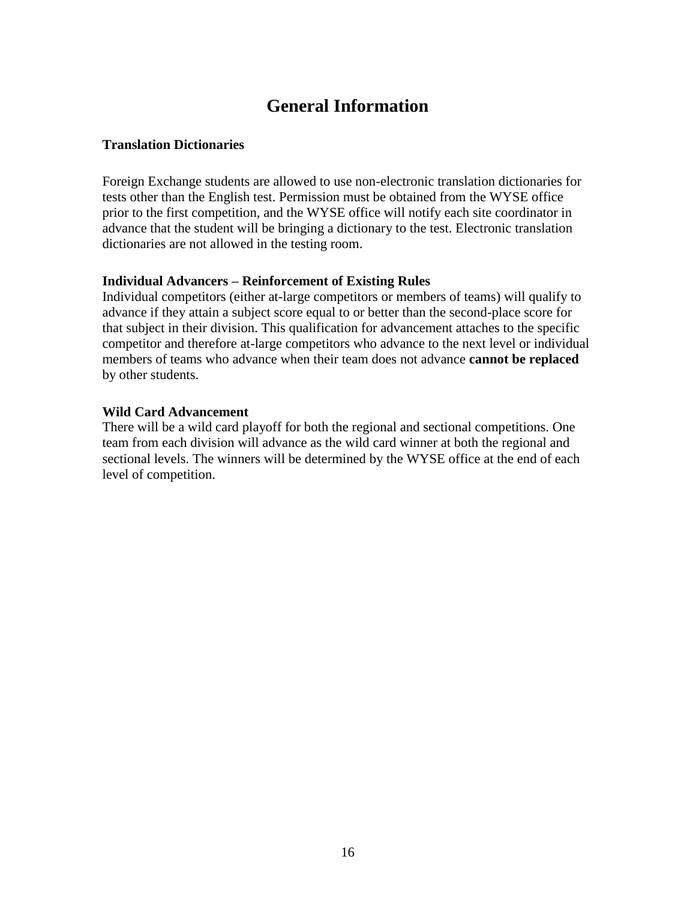# General Information

**Translation Dictionaries**

Foreign Exchange students are allowed to use non-electronic translation dictionaries for tests other than the English test. Permission must be obtained from the WYSE office prior to the first competition, and the WYSE office will notify each site coordinator in advance that the student will be bringing a dictionary to the test. Electronic translation dictionaries are not allowed in the testing room.

**Individual Advancers – Reinforcement of Existing Rules**

Individual competitors (either at-large competitors or members of teams) will qualify to advance if they attain a subject score equal to or better than the second-place score for that subject in their division. This qualification for advancement attaches to the specific competitor and therefore at-large competitors who advance to the next level or individual members of teams who advance when their team does not advance **cannot be replaced** by other students.

**Wild Card Advancement**

There will be a wild card playoff for both the regional and sectional competitions. One team from each division will advance as the wild card winner at both the regional and sectional levels. The winners will be determined by the WYSE office at the end of each level of competition.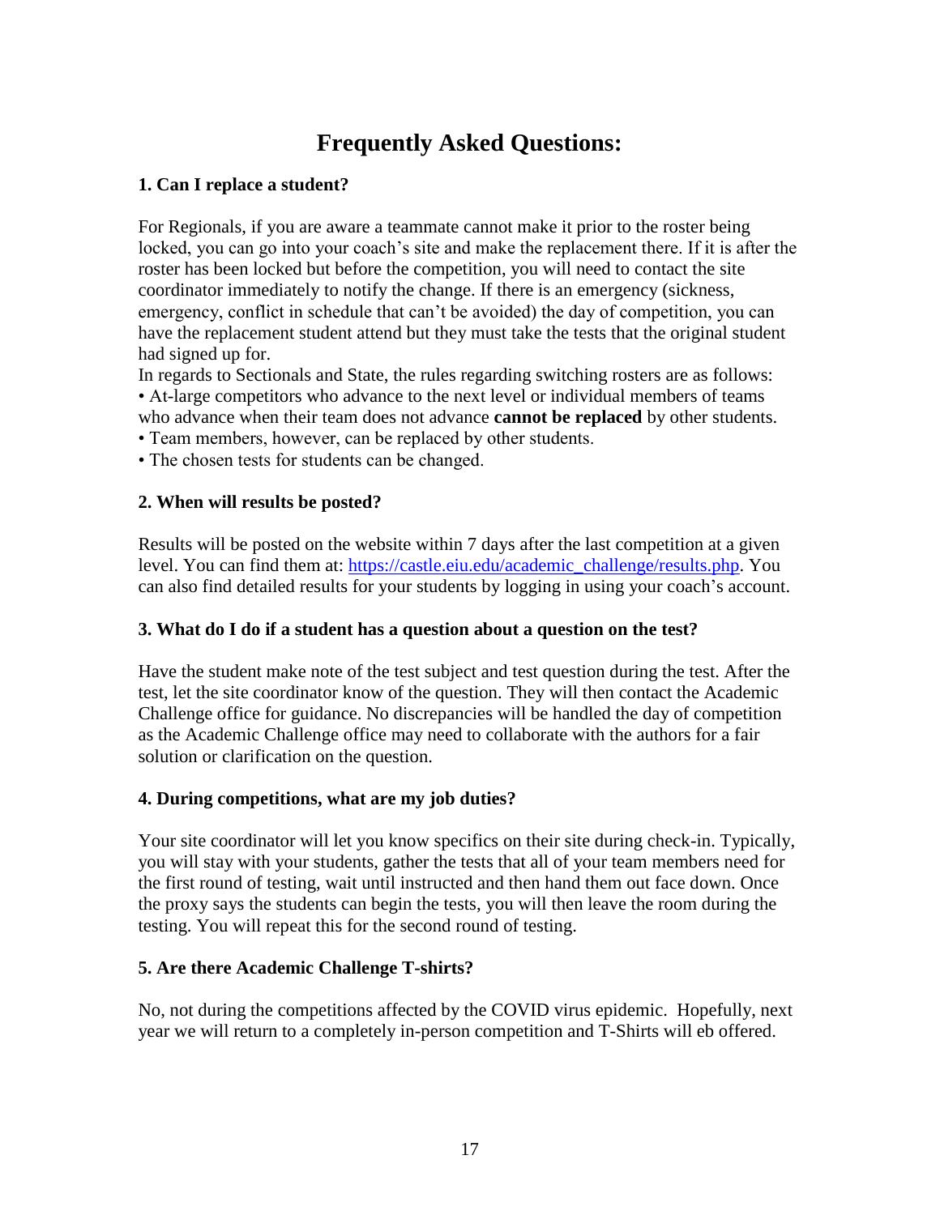# Frequently Asked Questions:

### 1. Can I replace a student?

For Regionals, if you are aware a teammate cannot make it prior to the roster being locked, you can go into your coach's site and make the replacement there. If it is after the roster has been locked but before the competition, you will need to contact the site coordinator immediately to notify the change. If there is an emergency (sickness, emergency, conflict in schedule that can't be avoided) the day of competition, you can have the replacement student attend but they must take the tests that the original student had signed up for.

In regards to Sectionals and State, the rules regarding switching rosters are as follows:

- At-large competitors who advance to the next level or individual members of teams who advance when their team does not advance **cannot be replaced** by other students.
- Team members, however, can be replaced by other students.
- The chosen tests for students can be changed.

### 2. When will results be posted?

Results will be posted on the website within 7 days after the last competition at a given level. You can find them at: [https://castle.eiu.edu/academic_challenge/results.php](https://castle.eiu.edu/academic_challenge/results.php). You can also find detailed results for your students by logging in using your coach's account.

### 3. What do I do if a student has a question about a question on the test?

Have the student make note of the test subject and test question during the test. After the test, let the site coordinator know of the question. They will then contact the Academic Challenge office for guidance. No discrepancies will be handled the day of competition as the Academic Challenge office may need to collaborate with the authors for a fair solution or clarification on the question.

### 4. During competitions, what are my job duties?

Your site coordinator will let you know specifics on their site during check-in. Typically, you will stay with your students, gather the tests that all of your team members need for the first round of testing, wait until instructed and then hand them out face down. Once the proxy says the students can begin the tests, you will then leave the room during the testing. You will repeat this for the second round of testing.

### 5. Are there Academic Challenge T-shirts?

No, not during the competitions affected by the COVID virus epidemic. Hopefully, next year we will return to a completely in-person competition and T-Shirts will eb offered.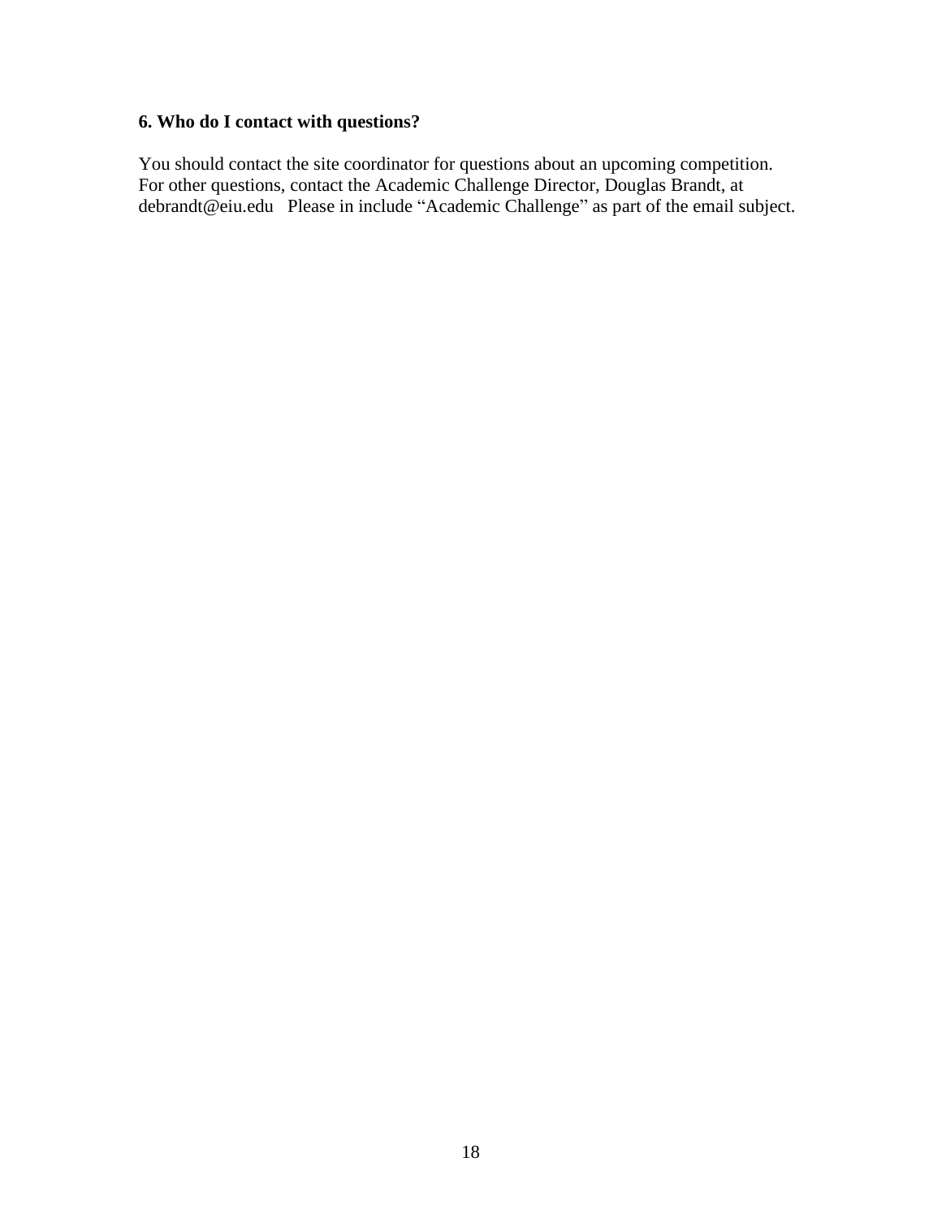**6. Who do I contact with questions?**

You should contact the site coordinator for questions about an upcoming competition. For other questions, contact the Academic Challenge Director, Douglas Brandt, at debrandt@eiu.edu   Please in include "Academic Challenge" as part of the email subject.